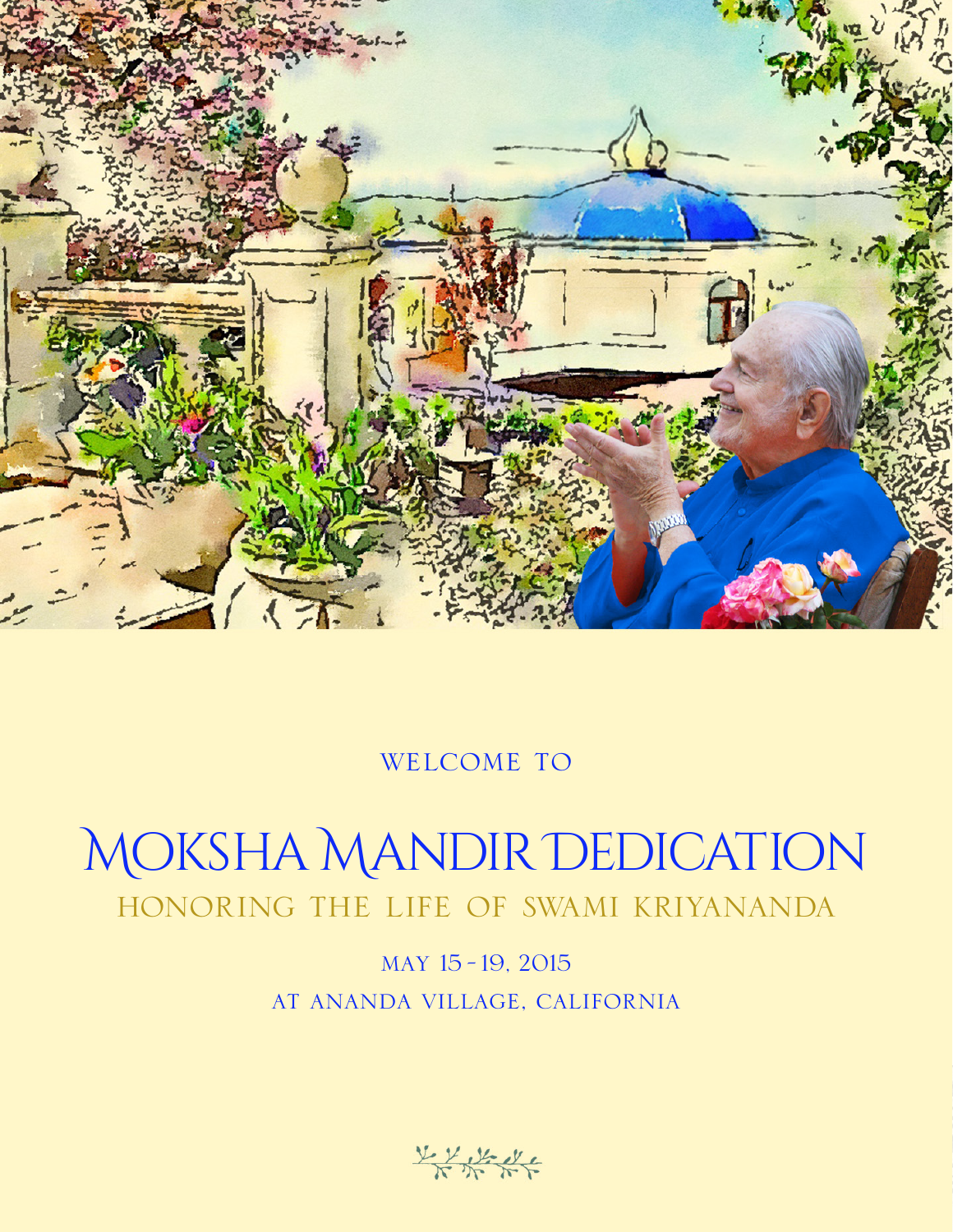WELCOME TO

# Moksha Mandir Dedication

## HONORING THE LIFE OF SWAMI KRIYANANDA

MAY 15 - 19, 2015

AT ANANDA VILLAGE, CALIFORNIA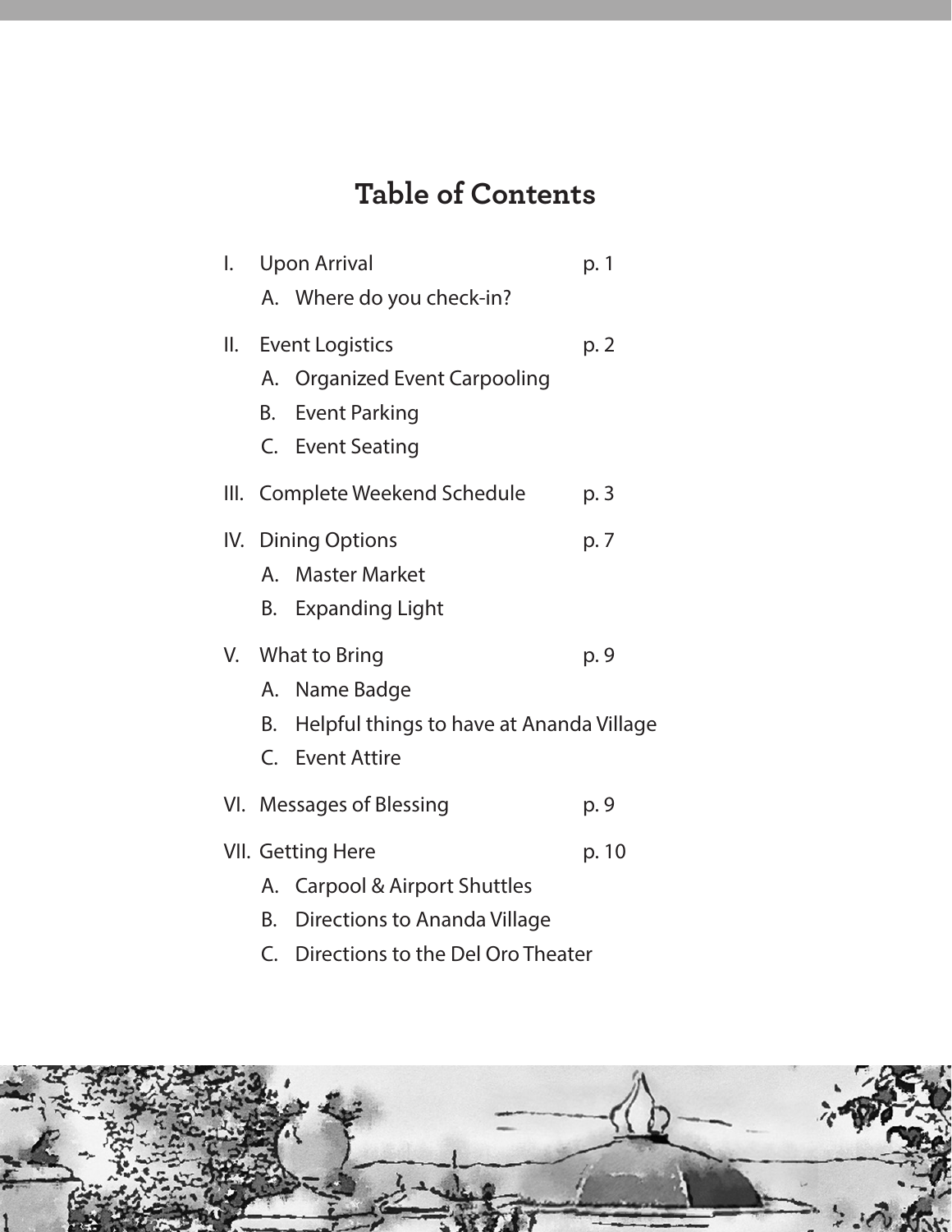# Table of Contents

I. Upon Arrival — p. 1
   - A. Where do you check-in?

II. Event Logistics — p. 2
   - A. Organized Event Carpooling
   - B. Event Parking
   - C. Event Seating

III. Complete Weekend Schedule — p. 3

IV. Dining Options — p. 7
   - A. Master Market
   - B. Expanding Light

V. What to Bring — p. 9
   - A. Name Badge
   - B. Helpful things to have at Ananda Village
   - C. Event Attire

VI. Messages of Blessing — p. 9

VII. Getting Here — p. 10
   - A. Carpool & Airport Shuttles
   - B. Directions to Ananda Village
   - C. Directions to the Del Oro Theater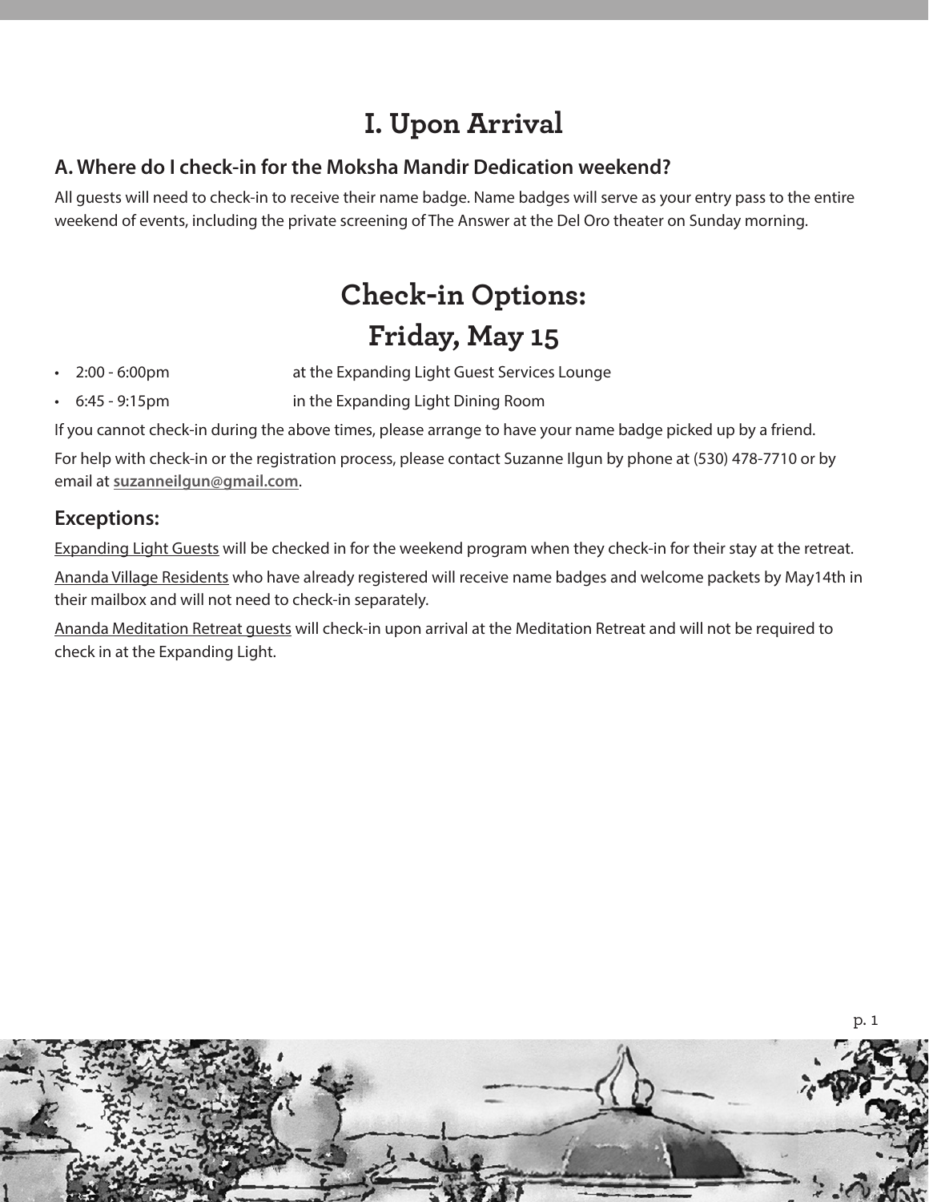# I. Upon Arrival

### A. Where do I check-in for the Moksha Mandir Dedication weekend?

All guests will need to check-in to receive their name badge. Name badges will serve as your entry pass to the entire weekend of events, including the private screening of The Answer at the Del Oro theater on Sunday morning.

## Check-in Options:
## Friday, May 15

- 2:00 - 6:00pm at the Expanding Light Guest Services Lounge
- 6:45 - 9:15pm in the Expanding Light Dining Room

If you cannot check-in during the above times, please arrange to have your name badge picked up by a friend.

For help with check-in or the registration process, please contact Suzanne Ilgun by phone at (530) 478-7710 or by email at **suzanneilgun@gmail.com**.

### Exceptions:

Expanding Light Guests will be checked in for the weekend program when they check-in for their stay at the retreat.

Ananda Village Residents who have already registered will receive name badges and welcome packets by May14th in their mailbox and will not need to check-in separately.

Ananda Meditation Retreat guests will check-in upon arrival at the Meditation Retreat and will not be required to check in at the Expanding Light.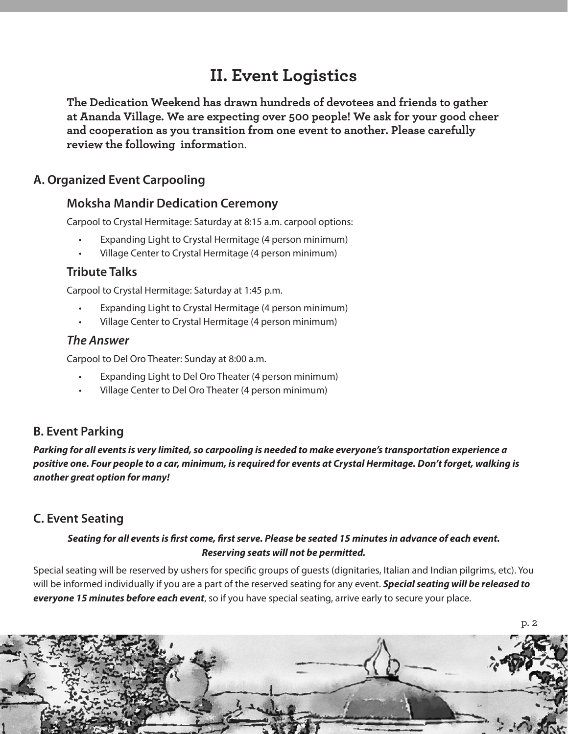# II. Event Logistics

**The Dedication Weekend has drawn hundreds of devotees and friends to gather at Ananda Village. We are expecting over 500 people! We ask for your good cheer and cooperation as you transition from one event to another. Please carefully review the following information.**

## A. Organized Event Carpooling

### Moksha Mandir Dedication Ceremony

Carpool to Crystal Hermitage: Saturday at 8:15 a.m. carpool options:

- Expanding Light to Crystal Hermitage (4 person minimum)
- Village Center to Crystal Hermitage (4 person minimum)

### Tribute Talks

Carpool to Crystal Hermitage: Saturday at 1:45 p.m.

- Expanding Light to Crystal Hermitage (4 person minimum)
- Village Center to Crystal Hermitage (4 person minimum)

### *The Answer*

Carpool to Del Oro Theater: Sunday at 8:00 a.m.

- Expanding Light to Del Oro Theater (4 person minimum)
- Village Center to Del Oro Theater (4 person minimum)

## B. Event Parking

***Parking for all events is very limited, so carpooling is needed to make everyone's transportation experience a positive one. Four people to a car, minimum, is required for events at Crystal Hermitage. Don't forget, walking is another great option for many!***

## C. Event Seating

***Seating for all events is first come, first serve. Please be seated 15 minutes in advance of each event. Reserving seats will not be permitted.***

Special seating will be reserved by ushers for specific groups of guests (dignitaries, Italian and Indian pilgrims, etc). You will be informed individually if you are a part of the reserved seating for any event. ***Special seating will be released to everyone 15 minutes before each event***, so if you have special seating, arrive early to secure your place.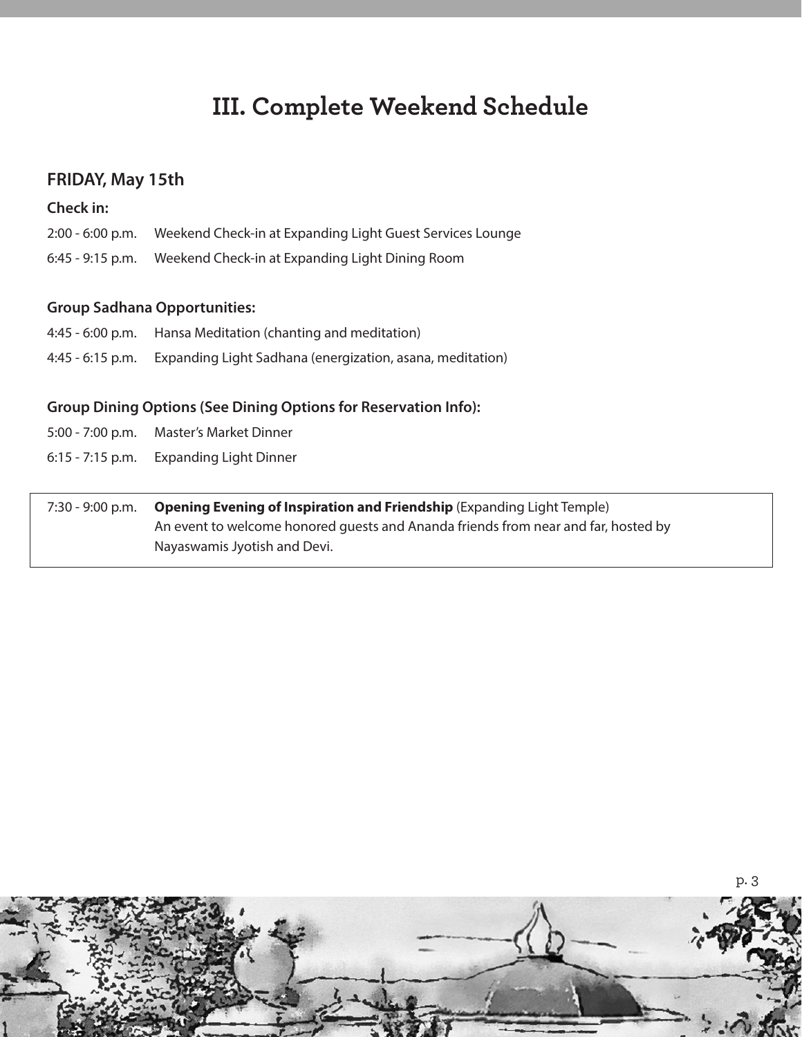# III. Complete Weekend Schedule

## FRIDAY, May 15th

### Check in:

2:00 - 6:00 p.m. Weekend Check-in at Expanding Light Guest Services Lounge

6:45 - 9:15 p.m. Weekend Check-in at Expanding Light Dining Room

### Group Sadhana Opportunities:

4:45 - 6:00 p.m. Hansa Meditation (chanting and meditation)

4:45 - 6:15 p.m. Expanding Light Sadhana (energization, asana, meditation)

### Group Dining Options (See Dining Options for Reservation Info):

5:00 - 7:00 p.m. Master's Market Dinner

6:15 - 7:15 p.m. Expanding Light Dinner

7:30 - 9:00 p.m. **Opening Evening of Inspiration and Friendship** (Expanding Light Temple)
An event to welcome honored guests and Ananda friends from near and far, hosted by Nayaswamis Jyotish and Devi.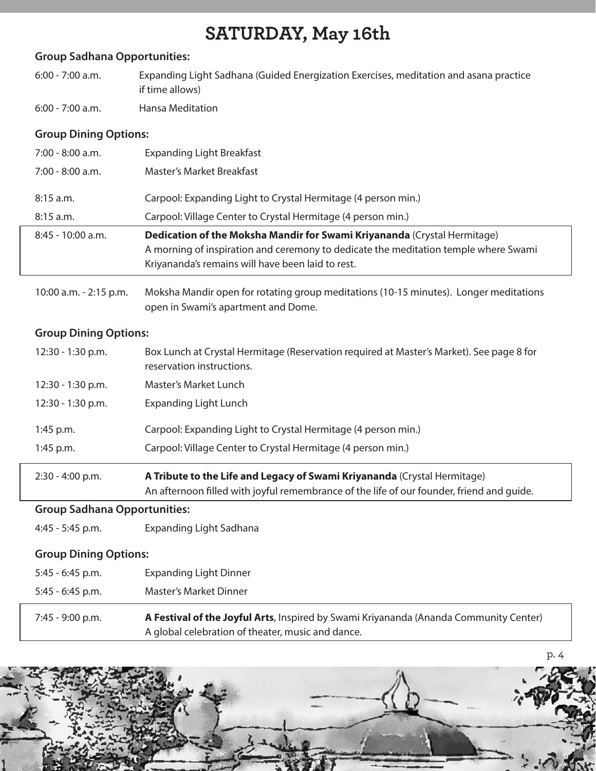# SATURDAY, May 16th

**Group Sadhana Opportunities:**

| | |
|---|---|
| 6:00 - 7:00 a.m. | Expanding Light Sadhana (Guided Energization Exercises, meditation and asana practice if time allows) |
| 6:00 - 7:00 a.m. | Hansa Meditation |

**Group Dining Options:**

| | |
|---|---|
| 7:00 - 8:00 a.m. | Expanding Light Breakfast |
| 7:00 - 8:00 a.m. | Master's Market Breakfast |
| 8:15 a.m. | Carpool: Expanding Light to Crystal Hermitage (4 person min.) |
| 8:15 a.m. | Carpool: Village Center to Crystal Hermitage (4 person min.) |
| 8:45 - 10:00 a.m. | **Dedication of the Moksha Mandir for Swami Kriyananda** (Crystal Hermitage) A morning of inspiration and ceremony to dedicate the meditation temple where Swami Kriyananda's remains will have been laid to rest. |
| 10:00 a.m. - 2:15 p.m. | Moksha Mandir open for rotating group meditations (10-15 minutes). Longer meditations open in Swami's apartment and Dome. |

**Group Dining Options:**

| | |
|---|---|
| 12:30 - 1:30 p.m. | Box Lunch at Crystal Hermitage (Reservation required at Master's Market). See page 8 for reservation instructions. |
| 12:30 - 1:30 p.m. | Master's Market Lunch |
| 12:30 - 1:30 p.m. | Expanding Light Lunch |
| 1:45 p.m. | Carpool: Expanding Light to Crystal Hermitage (4 person min.) |
| 1:45 p.m. | Carpool: Village Center to Crystal Hermitage (4 person min.) |
| 2:30 - 4:00 p.m. | **A Tribute to the Life and Legacy of Swami Kriyananda** (Crystal Hermitage) An afternoon filled with joyful remembrance of the life of our founder, friend and guide. |

**Group Sadhana Opportunities:**

| | |
|---|---|
| 4:45 - 5:45 p.m. | Expanding Light Sadhana |

**Group Dining Options:**

| | |
|---|---|
| 5:45 - 6:45 p.m. | Expanding Light Dinner |
| 5:45 - 6:45 p.m. | Master's Market Dinner |
| 7:45 - 9:00 p.m. | **A Festival of the Joyful Arts**, Inspired by Swami Kriyananda (Ananda Community Center) A global celebration of theater, music and dance. |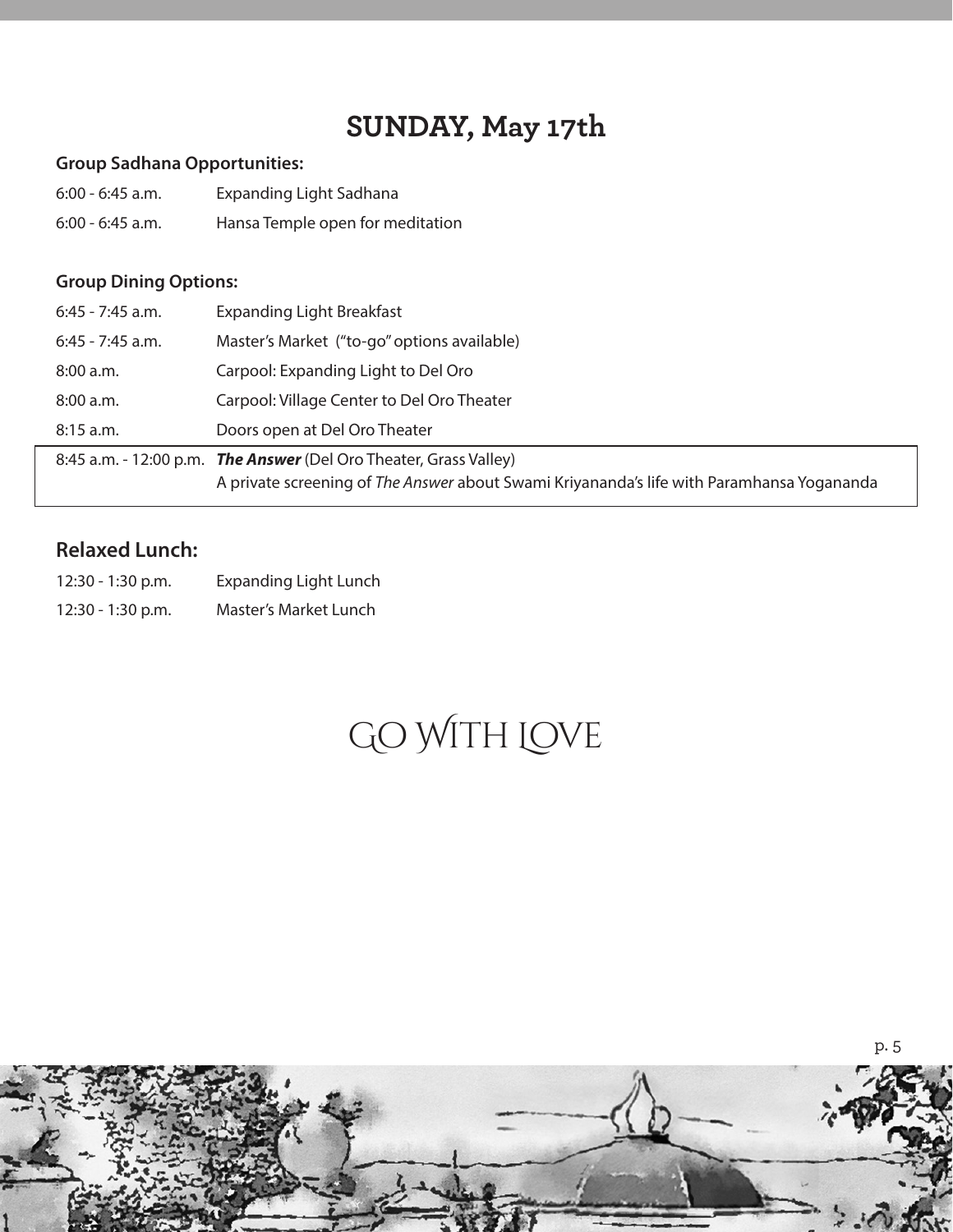# SUNDAY, May 17th

**Group Sadhana Opportunities:**

| | |
|---|---|
| 6:00 - 6:45 a.m. | Expanding Light Sadhana |
| 6:00 - 6:45 a.m. | Hansa Temple open for meditation |

**Group Dining Options:**

| | |
|---|---|
| 6:45 - 7:45 a.m. | Expanding Light Breakfast |
| 6:45 - 7:45 a.m. | Master's Market ("to-go" options available) |
| 8:00 a.m. | Carpool: Expanding Light to Del Oro |
| 8:00 a.m. | Carpool: Village Center to Del Oro Theater |
| 8:15 a.m. | Doors open at Del Oro Theater |
| 8:45 a.m. - 12:00 p.m. | ***The Answer*** (Del Oro Theater, Grass Valley)<br>A private screening of *The Answer* about Swami Kriyananda's life with Paramhansa Yogananda |

## Relaxed Lunch:

| | |
|---|---|
| 12:30 - 1:30 p.m. | Expanding Light Lunch |
| 12:30 - 1:30 p.m. | Master's Market Lunch |

# GO WITH LOVE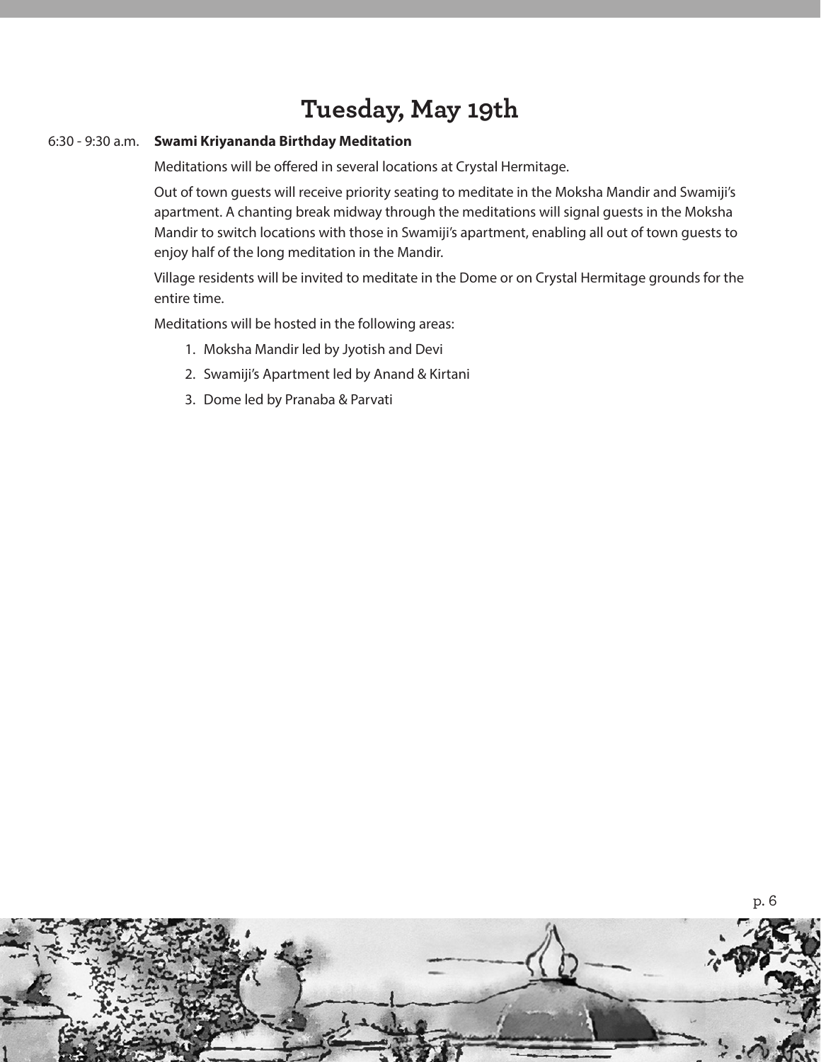# Tuesday, May 19th

6:30 - 9:30 a.m. **Swami Kriyananda Birthday Meditation**

Meditations will be offered in several locations at Crystal Hermitage.

Out of town guests will receive priority seating to meditate in the Moksha Mandir and Swamiji's apartment. A chanting break midway through the meditations will signal guests in the Moksha Mandir to switch locations with those in Swamiji's apartment, enabling all out of town guests to enjoy half of the long meditation in the Mandir.

Village residents will be invited to meditate in the Dome or on Crystal Hermitage grounds for the entire time.

Meditations will be hosted in the following areas:

1. Moksha Mandir led by Jyotish and Devi
2. Swamiji's Apartment led by Anand & Kirtani
3. Dome led by Pranaba & Parvati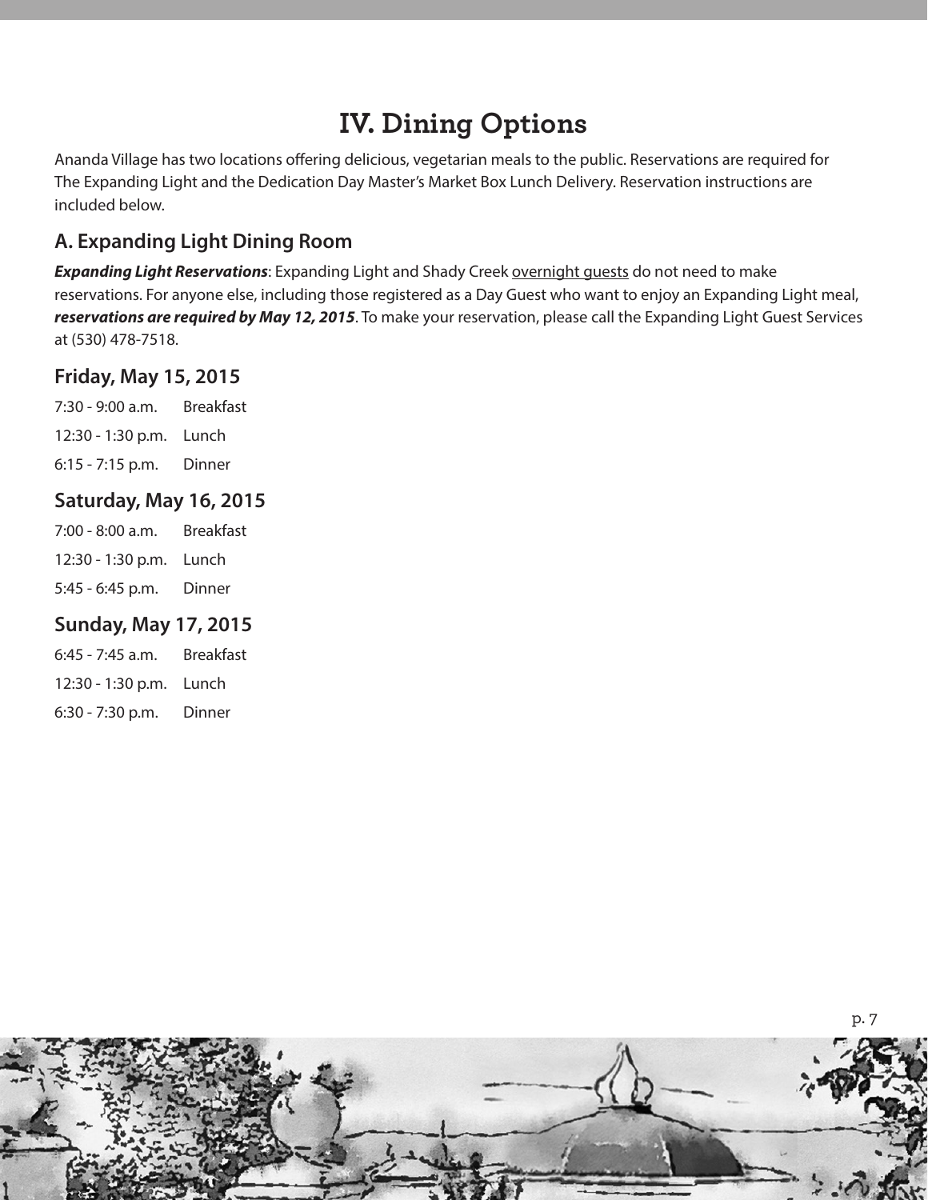# IV. Dining Options

Ananda Village has two locations offering delicious, vegetarian meals to the public. Reservations are required for The Expanding Light and the Dedication Day Master's Market Box Lunch Delivery. Reservation instructions are included below.

## A. Expanding Light Dining Room

***Expanding Light Reservations***: Expanding Light and Shady Creek overnight guests do not need to make reservations. For anyone else, including those registered as a Day Guest who want to enjoy an Expanding Light meal, ***reservations are required by May 12, 2015***. To make your reservation, please call the Expanding Light Guest Services at (530) 478-7518.

### Friday, May 15, 2015

7:30 - 9:00 a.m. Breakfast

12:30 - 1:30 p.m. Lunch

6:15 - 7:15 p.m. Dinner

### Saturday, May 16, 2015

7:00 - 8:00 a.m. Breakfast

12:30 - 1:30 p.m. Lunch

5:45 - 6:45 p.m. Dinner

### Sunday, May 17, 2015

6:45 - 7:45 a.m. Breakfast

12:30 - 1:30 p.m. Lunch

6:30 - 7:30 p.m. Dinner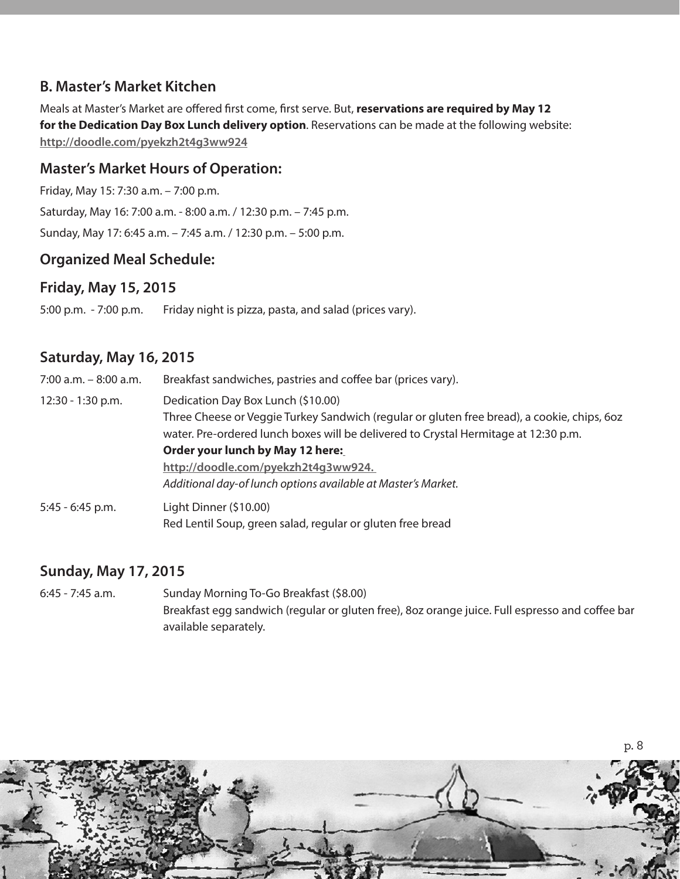## B. Master's Market Kitchen

Meals at Master's Market are offered first come, first serve. But, **reservations are required by May 12 for the Dedication Day Box Lunch delivery option**. Reservations can be made at the following website: **http://doodle.com/pyekzh2t4g3ww924**

### Master's Market Hours of Operation:

Friday, May 15: 7:30 a.m. – 7:00 p.m.

Saturday, May 16: 7:00 a.m. - 8:00 a.m. / 12:30 p.m. – 7:45 p.m.

Sunday, May 17: 6:45 a.m. – 7:45 a.m. / 12:30 p.m. – 5:00 p.m.

### Organized Meal Schedule:

### Friday, May 15, 2015

| | |
|---|---|
| 5:00 p.m. - 7:00 p.m. | Friday night is pizza, pasta, and salad (prices vary). |

### Saturday, May 16, 2015

| | |
|---|---|
| 7:00 a.m. – 8:00 a.m. | Breakfast sandwiches, pastries and coffee bar (prices vary). |
| 12:30 - 1:30 p.m. | Dedication Day Box Lunch ($10.00)<br>Three Cheese or Veggie Turkey Sandwich (regular or gluten free bread), a cookie, chips, 6oz water. Pre-ordered lunch boxes will be delivered to Crystal Hermitage at 12:30 p.m.<br>**Order your lunch by May 12 here:**<br>**http://doodle.com/pyekzh2t4g3ww924.**<br>*Additional day-of lunch options available at Master's Market.* |
| 5:45 - 6:45 p.m. | Light Dinner ($10.00)<br>Red Lentil Soup, green salad, regular or gluten free bread |

### Sunday, May 17, 2015

| | |
|---|---|
| 6:45 - 7:45 a.m. | Sunday Morning To-Go Breakfast ($8.00)<br>Breakfast egg sandwich (regular or gluten free), 8oz orange juice. Full espresso and coffee bar available separately. |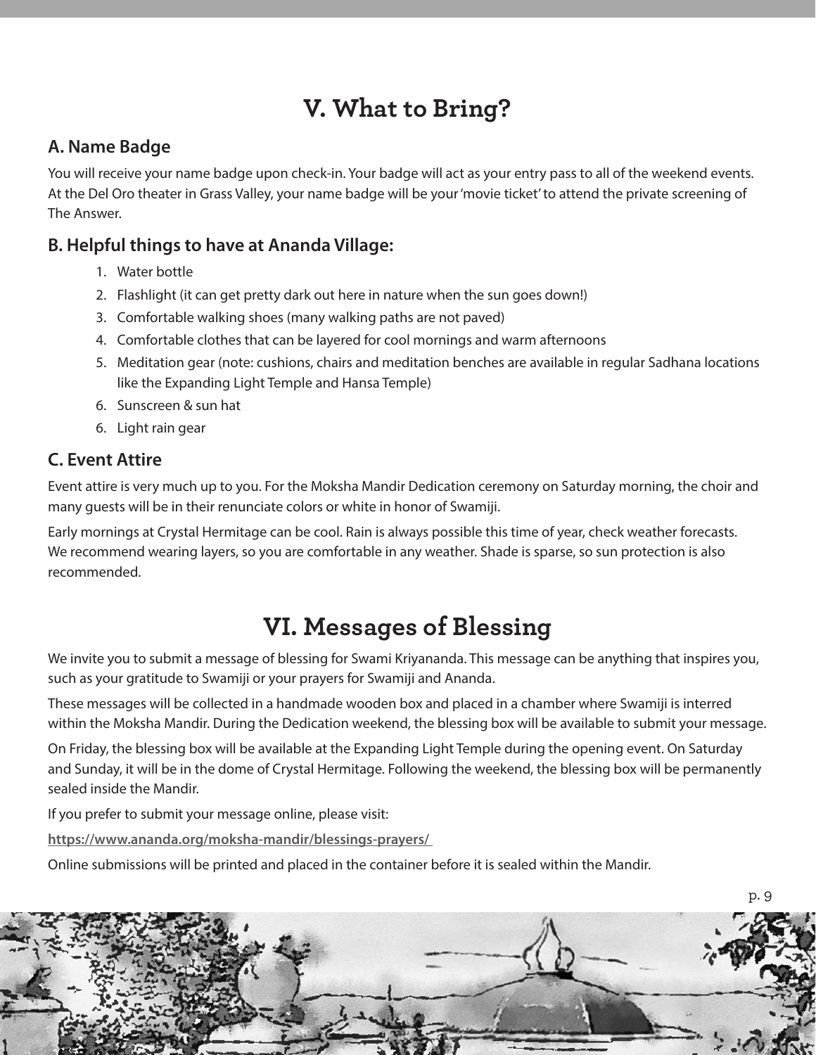# V. What to Bring?

## A. Name Badge

You will receive your name badge upon check-in. Your badge will act as your entry pass to all of the weekend events. At the Del Oro theater in Grass Valley, your name badge will be your 'movie ticket' to attend the private screening of The Answer.

## B. Helpful things to have at Ananda Village:

1. Water bottle
2. Flashlight (it can get pretty dark out here in nature when the sun goes down!)
3. Comfortable walking shoes (many walking paths are not paved)
4. Comfortable clothes that can be layered for cool mornings and warm afternoons
5. Meditation gear (note: cushions, chairs and meditation benches are available in regular Sadhana locations like the Expanding Light Temple and Hansa Temple)
6. Sunscreen & sun hat
6. Light rain gear

## C. Event Attire

Event attire is very much up to you. For the Moksha Mandir Dedication ceremony on Saturday morning, the choir and many guests will be in their renunciate colors or white in honor of Swamiji.

Early mornings at Crystal Hermitage can be cool. Rain is always possible this time of year, check weather forecasts. We recommend wearing layers, so you are comfortable in any weather. Shade is sparse, so sun protection is also recommended.

# VI. Messages of Blessing

We invite you to submit a message of blessing for Swami Kriyananda. This message can be anything that inspires you, such as your gratitude to Swamiji or your prayers for Swamiji and Ananda.

These messages will be collected in a handmade wooden box and placed in a chamber where Swamiji is interred within the Moksha Mandir. During the Dedication weekend, the blessing box will be available to submit your message.

On Friday, the blessing box will be available at the Expanding Light Temple during the opening event. On Saturday and Sunday, it will be in the dome of Crystal Hermitage. Following the weekend, the blessing box will be permanently sealed inside the Mandir.

If you prefer to submit your message online, please visit:

**https://www.ananda.org/moksha-mandir/blessings-prayers/**

Online submissions will be printed and placed in the container before it is sealed within the Mandir.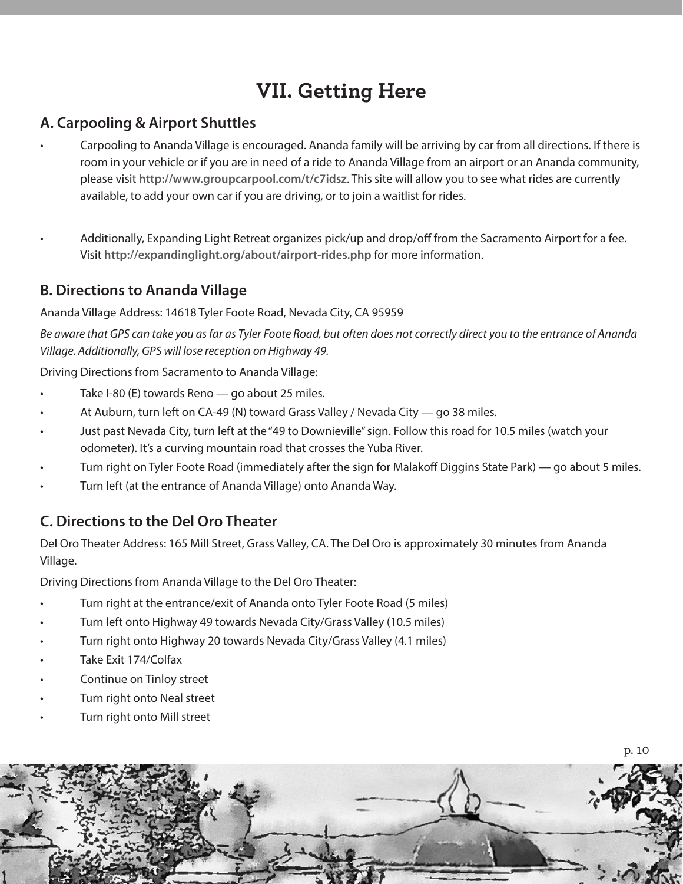# VII. Getting Here

## A. Carpooling & Airport Shuttles

- Carpooling to Ananda Village is encouraged. Ananda family will be arriving by car from all directions. If there is room in your vehicle or if you are in need of a ride to Ananda Village from an airport or an Ananda community, please visit **http://www.groupcarpool.com/t/c7idsz**. This site will allow you to see what rides are currently available, to add your own car if you are driving, or to join a waitlist for rides.

- Additionally, Expanding Light Retreat organizes pick/up and drop/off from the Sacramento Airport for a fee. Visit **http://expandinglight.org/about/airport-rides.php** for more information.

## B. Directions to Ananda Village

Ananda Village Address: 14618 Tyler Foote Road, Nevada City, CA 95959

*Be aware that GPS can take you as far as Tyler Foote Road, but often does not correctly direct you to the entrance of Ananda Village. Additionally, GPS will lose reception on Highway 49.*

Driving Directions from Sacramento to Ananda Village:

- Take I-80 (E) towards Reno — go about 25 miles.
- At Auburn, turn left on CA-49 (N) toward Grass Valley / Nevada City — go 38 miles.
- Just past Nevada City, turn left at the "49 to Downieville" sign. Follow this road for 10.5 miles (watch your odometer). It's a curving mountain road that crosses the Yuba River.
- Turn right on Tyler Foote Road (immediately after the sign for Malakoff Diggins State Park) — go about 5 miles.
- Turn left (at the entrance of Ananda Village) onto Ananda Way.

## C. Directions to the Del Oro Theater

Del Oro Theater Address: 165 Mill Street, Grass Valley, CA. The Del Oro is approximately 30 minutes from Ananda Village.

Driving Directions from Ananda Village to the Del Oro Theater:

- Turn right at the entrance/exit of Ananda onto Tyler Foote Road (5 miles)
- Turn left onto Highway 49 towards Nevada City/Grass Valley (10.5 miles)
- Turn right onto Highway 20 towards Nevada City/Grass Valley (4.1 miles)
- Take Exit 174/Colfax
- Continue on Tinloy street
- Turn right onto Neal street
- Turn right onto Mill street